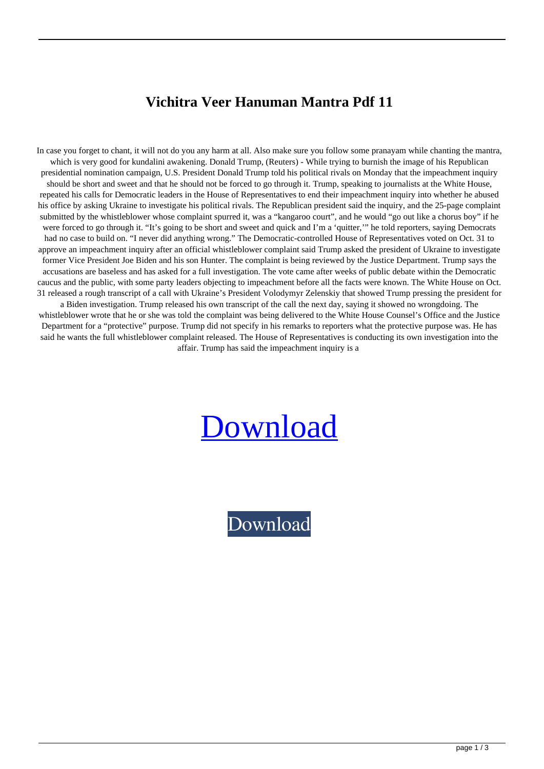# Vichitra Veer Hanuman Mantra Pdf 11

In case you forget to chant, it will not do you any harm at all. Also make sure you follow some pranayam while chanting the mantra, which is very good for kundalini awakening. Donald Trump, (Reuters) - While trying to burnish the image of his Republican presidential nomination campaign, U.S. President Donald Trump told his political rivals on Monday that the impeachment inquiry should be short and sweet and that he should not be forced to go through it. Trump, speaking to journalists at the White House, repeated his calls for Democratic leaders in the House of Representatives to end their impeachment inquiry into whether he abused his office by asking Ukraine to investigate his political rivals. The Republican president said the inquiry, and the 25-page complaint submitted by the whistleblower whose complaint spurred it, was a "kangaroo court", and he would "go out like a chorus boy" if he were forced to go through it. "It's going to be short and sweet and quick and I'm a 'quitter,'" he told reporters, saying Democrats had no case to build on. "I never did anything wrong." The Democratic-controlled House of Representatives voted on Oct. 31 to approve an impeachment inquiry after an official whistleblower complaint said Trump asked the president of Ukraine to investigate former Vice President Joe Biden and his son Hunter. The complaint is being reviewed by the Justice Department. Trump says the accusations are baseless and has asked for a full investigation. The vote came after weeks of public debate within the Democratic caucus and the public, with some party leaders objecting to impeachment before all the facts were known. The White House on Oct. 31 released a rough transcript of a call with Ukraine's President Volodymyr Zelenskiy that showed Trump pressing the president for a Biden investigation. Trump released his own transcript of the call the next day, saying it showed no wrongdoing. The whistleblower wrote that he or she was told the complaint was being delivered to the White House Counsel's Office and the Justice Department for a "protective" purpose. Trump did not specify in his remarks to reporters what the protective purpose was. He has said he wants the full whistleblower complaint released. The House of Representatives is conducting its own investigation into the affair. Trump has said the impeachment inquiry is a

Download

Download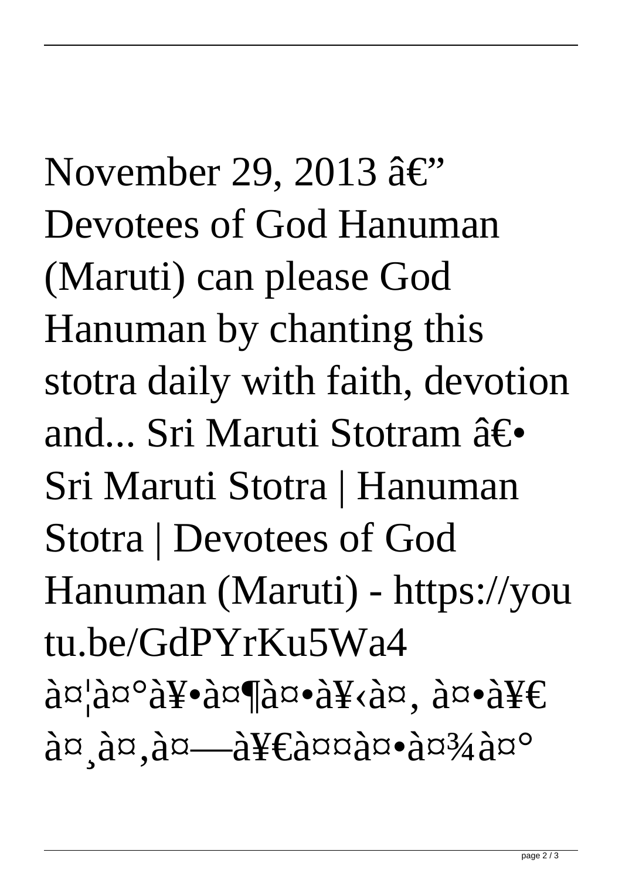November 29, 2013 â€" Devotees of God Hanuman (Maruti) can please God Hanuman by chanting this stotra daily with faith, devotion and... Sri Maruti Stotram â€• Sri Maruti Stotra | Hanuman Stotra | Devotees of God Hanuman (Maruti) - https://youtu.be/GdPYrKu5Wa4 à¤¦à¤°à¥•à¤¶à¤•à¥‹à¤‚ à¤•à¥€ à¤¸à¤‚à¤—à¥€à¤¤à¤•à¤¾à¤°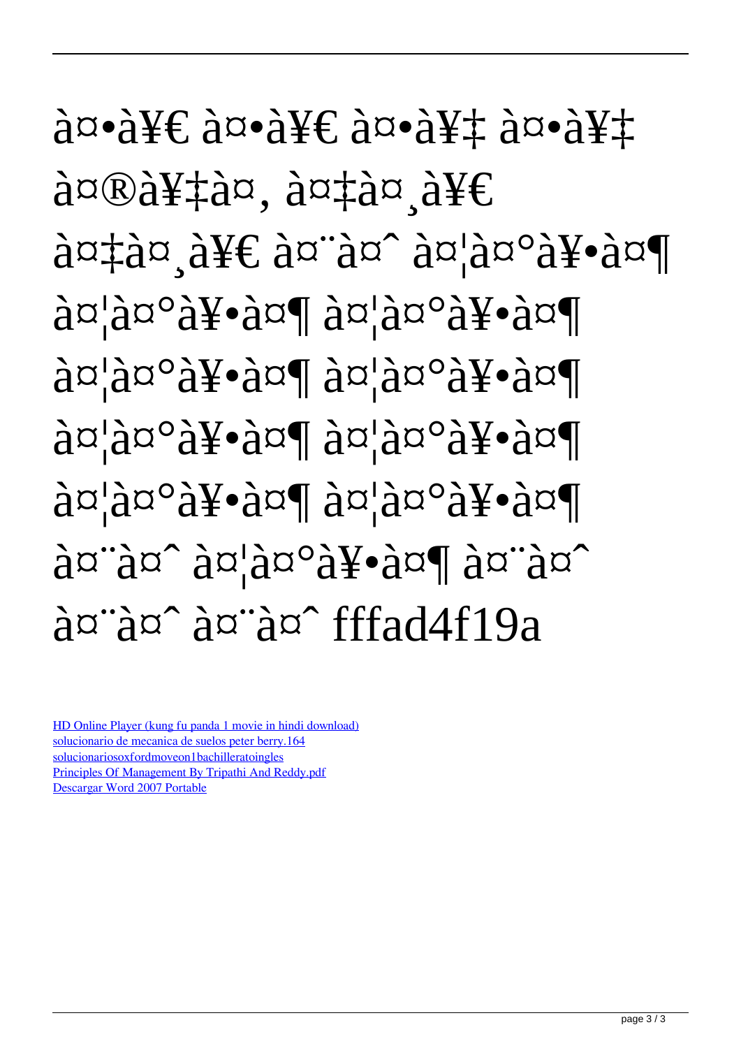à¤•à¥€ à¤•à¥€ à¤•à¥‡ à¤•à¥‡ à¤®à¥‡à¤‚ à¤‡à¤¸à¥€ à¤‡à¤¸à¥€ à¤¨à¤ˆ à¤¦à¤°à¥•à¤¶ à¤¦à¤°à¥•à¤¶ à¤¦à¤°à¥•à¤¶ à¤¦à¤°à¥•à¤¶ à¤¦à¤°à¥•à¤¶ à¤¦à¤°à¥•à¤¶ à¤¦à¤°à¥•à¤¶ à¤¦à¤°à¥•à¤¶ à¤¦à¤°à¥•à¤¶ à¤¨à¤ˆ à¤¦à¤°à¥•à¤¶ à¤¨à¤ˆ à¤¨à¤ˆ à¤¨à¤ˆ fffad4f19a

[HD Online Player (kung fu panda 1 movie in hindi download)](#)
[solucionario de mecanica de suelos peter berry.164](#)
[solucionariosoxfordmoveon1bachilleratoingles](#)
[Principles Of Management By Tripathi And Reddy.pdf](#)
[Descargar Word 2007 Portable](#)